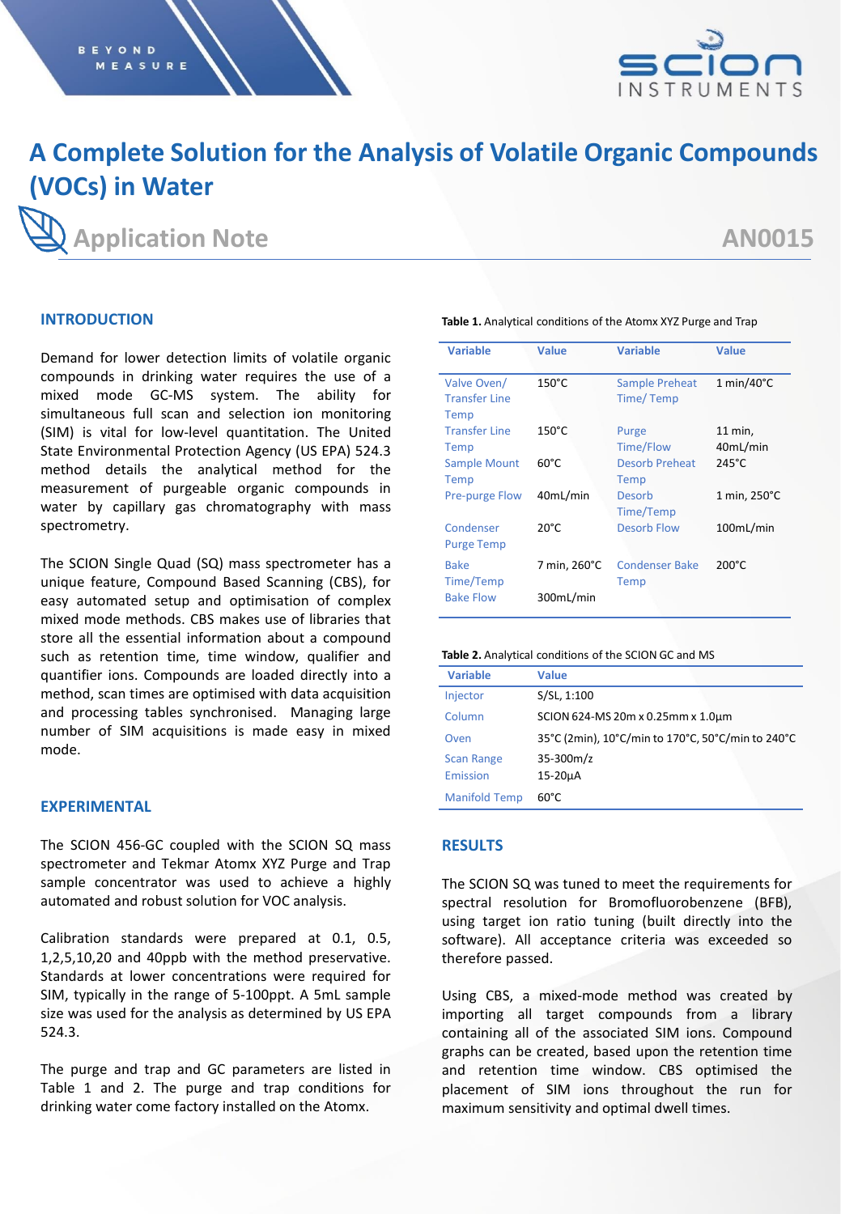# A Complete Solution for the Analysis of Volatile Organic Compounds (VOCs) in Water

## Application Note

AN0015

## INTRODUCTION

Demand for lower detection limits of volatile organic compounds in drinking water requires the use of a mixed mode GC-MS system. The ability for simultaneous full scan and selection ion monitoring (SIM) is vital for low-level quantitation. The United State Environmental Protection Agency (US EPA) 524.3 method details the analytical method for the measurement of purgeable organic compounds in water by capillary gas chromatography with mass spectrometry.

The SCION Single Quad (SQ) mass spectrometer has a unique feature, Compound Based Scanning (CBS), for easy automated setup and optimisation of complex mixed mode methods. CBS makes use of libraries that store all the essential information about a compound such as retention time, time window, qualifier and quantifier ions. Compounds are loaded directly into a method, scan times are optimised with data acquisition and processing tables synchronised. Managing large number of SIM acquisitions is made easy in mixed mode.

## EXPERIMENTAL

The SCION 456-GC coupled with the SCION SQ mass spectrometer and Tekmar Atomx XYZ Purge and Trap sample concentrator was used to achieve a highly automated and robust solution for VOC analysis.

Calibration standards were prepared at 0.1, 0.5, 1,2,5,10,20 and 40ppb with the method preservative. Standards at lower concentrations were required for SIM, typically in the range of 5-100ppt. A 5mL sample size was used for the analysis as determined by US EPA 524.3.

The purge and trap and GC parameters are listed in Table 1 and 2. The purge and trap conditions for drinking water come factory installed on the Atomx.

**Table 1.** Analytical conditions of the Atomx XYZ Purge and Trap

| Variable | Value | Variable | Value |
|---|---|---|---|
| Valve Oven/ Transfer Line Temp | 150°C | Sample Preheat Time/ Temp | 1 min/40°C |
| Transfer Line Temp | 150°C | Purge Time/Flow | 11 min, 40mL/min |
| Sample Mount Temp | 60°C | Desorb Preheat Temp | 245°C |
| Pre-purge Flow | 40mL/min | Desorb Time/Temp | 1 min, 250°C |
| Condenser Purge Temp | 20°C | Desorb Flow | 100mL/min |
| Bake Time/Temp | 7 min, 260°C | Condenser Bake Temp | 200°C |
| Bake Flow | 300mL/min | | |

**Table 2.** Analytical conditions of the SCION GC and MS

| Variable | Value |
|---|---|
| Injector | S/SL, 1:100 |
| Column | SCION 624-MS 20m x 0.25mm x 1.0µm |
| Oven | 35°C (2min), 10°C/min to 170°C, 50°C/min to 240°C |
| Scan Range | 35-300m/z |
| Emission | 15-20µA |
| Manifold Temp | 60°C |

## RESULTS

The SCION SQ was tuned to meet the requirements for spectral resolution for Bromofluorobenzene (BFB), using target ion ratio tuning (built directly into the software). All acceptance criteria was exceeded so therefore passed.

Using CBS, a mixed-mode method was created by importing all target compounds from a library containing all of the associated SIM ions. Compound graphs can be created, based upon the retention time and retention time window. CBS optimised the placement of SIM ions throughout the run for maximum sensitivity and optimal dwell times.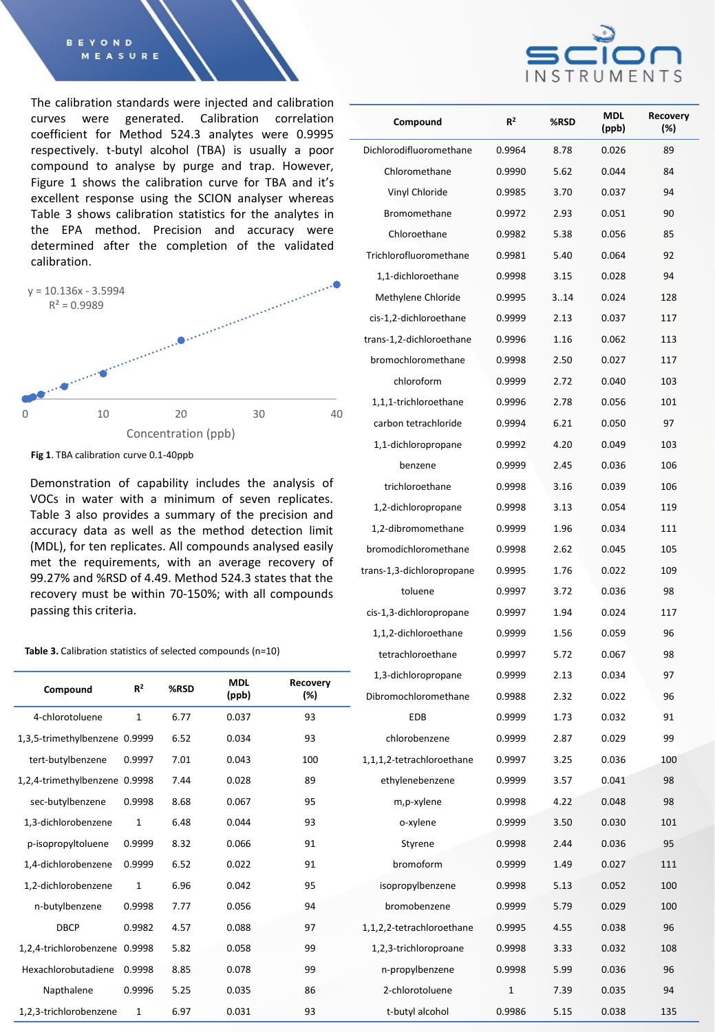The calibration standards were injected and calibration curves were generated. Calibration correlation coefficient for Method 524.3 analytes were 0.9995 respectively. t-butyl alcohol (TBA) is usually a poor compound to analyse by purge and trap. However, Figure 1 shows the calibration curve for TBA and it's excellent response using the SCION analyser whereas Table 3 shows calibration statistics for the analytes in the EPA method. Precision and accuracy were determined after the completion of the validated calibration.

y = 10.136x - 3.5994
$R^2$ = 0.9989

0 10 20 30 40

Concentration (ppb)

**Fig 1**. TBA calibration curve 0.1-40ppb

Demonstration of capability includes the analysis of VOCs in water with a minimum of seven replicates. Table 3 also provides a summary of the precision and accuracy data as well as the method detection limit (MDL), for ten replicates. All compounds analysed easily met the requirements, with an average recovery of 99.27% and %RSD of 4.49. Method 524.3 states that the recovery must be within 70-150%; with all compounds passing this criteria.

**Table 3.** Calibration statistics of selected compounds (n=10)

| Compound | $R^2$ | %RSD | MDL (ppb) | Recovery (%) |
|---|---|---|---|---|
| 4-chlorotoluene | 1 | 6.77 | 0.037 | 93 |
| 1,3,5-trimethylbenzene | 0.9999 | 6.52 | 0.034 | 93 |
| tert-butylbenzene | 0.9997 | 7.01 | 0.043 | 100 |
| 1,2,4-trimethylbenzene | 0.9998 | 7.44 | 0.028 | 89 |
| sec-butylbenzene | 0.9998 | 8.68 | 0.067 | 95 |
| 1,3-dichlorobenzene | 1 | 6.48 | 0.044 | 93 |
| p-isopropyltoluene | 0.9999 | 8.32 | 0.066 | 91 |
| 1,4-dichlorobenzene | 0.9999 | 6.52 | 0.022 | 91 |
| 1,2-dichlorobenzene | 1 | 6.96 | 0.042 | 95 |
| n-butylbenzene | 0.9998 | 7.77 | 0.056 | 94 |
| DBCP | 0.9982 | 4.57 | 0.088 | 97 |
| 1,2,4-trichlorobenzene | 0.9998 | 5.82 | 0.058 | 99 |
| Hexachlorobutadiene | 0.9998 | 8.85 | 0.078 | 99 |
| Napthalene | 0.9996 | 5.25 | 0.035 | 86 |
| 1,2,3-trichlorobenzene | 1 | 6.97 | 0.031 | 93 |

| Compound | $R^2$ | %RSD | MDL (ppb) | Recovery (%) |
|---|---|---|---|---|
| Dichlorodifluoromethane | 0.9964 | 8.78 | 0.026 | 89 |
| Chloromethane | 0.9990 | 5.62 | 0.044 | 84 |
| Vinyl Chloride | 0.9985 | 3.70 | 0.037 | 94 |
| Bromomethane | 0.9972 | 2.93 | 0.051 | 90 |
| Chloroethane | 0.9982 | 5.38 | 0.056 | 85 |
| Trichlorofluoromethane | 0.9981 | 5.40 | 0.064 | 92 |
| 1,1-dichloroethane | 0.9998 | 3.15 | 0.028 | 94 |
| Methylene Chloride | 0.9995 | 3..14 | 0.024 | 128 |
| cis-1,2-dichloroethane | 0.9999 | 2.13 | 0.037 | 117 |
| trans-1,2-dichloroethane | 0.9996 | 1.16 | 0.062 | 113 |
| bromochloromethane | 0.9998 | 2.50 | 0.027 | 117 |
| chloroform | 0.9999 | 2.72 | 0.040 | 103 |
| 1,1,1-trichloroethane | 0.9996 | 2.78 | 0.056 | 101 |
| carbon tetrachloride | 0.9994 | 6.21 | 0.050 | 97 |
| 1,1-dichloropropane | 0.9992 | 4.20 | 0.049 | 103 |
| benzene | 0.9999 | 2.45 | 0.036 | 106 |
| trichloroethane | 0.9998 | 3.16 | 0.039 | 106 |
| 1,2-dichloropropane | 0.9998 | 3.13 | 0.054 | 119 |
| 1,2-dibromomethane | 0.9999 | 1.96 | 0.034 | 111 |
| bromodichloromethane | 0.9998 | 2.62 | 0.045 | 105 |
| trans-1,3-dichloropropane | 0.9995 | 1.76 | 0.022 | 109 |
| toluene | 0.9997 | 3.72 | 0.036 | 98 |
| cis-1,3-dichloropropane | 0.9997 | 1.94 | 0.024 | 117 |
| 1,1,2-dichloroethane | 0.9999 | 1.56 | 0.059 | 96 |
| tetrachloroethane | 0.9997 | 5.72 | 0.067 | 98 |
| 1,3-dichloropropane | 0.9999 | 2.13 | 0.034 | 97 |
| Dibromochloromethane | 0.9988 | 2.32 | 0.022 | 96 |
| EDB | 0.9999 | 1.73 | 0.032 | 91 |
| chlorobenzene | 0.9999 | 2.87 | 0.029 | 99 |
| 1,1,1,2-tetrachloroethane | 0.9997 | 3.25 | 0.036 | 100 |
| ethylenebenzene | 0.9999 | 3.57 | 0.041 | 98 |
| m,p-xylene | 0.9998 | 4.22 | 0.048 | 98 |
| o-xylene | 0.9999 | 3.50 | 0.030 | 101 |
| Styrene | 0.9998 | 2.44 | 0.036 | 95 |
| bromoform | 0.9999 | 1.49 | 0.027 | 111 |
| isopropylbenzene | 0.9998 | 5.13 | 0.052 | 100 |
| bromobenzene | 0.9999 | 5.79 | 0.029 | 100 |
| 1,1,2,2-tetrachloroethane | 0.9995 | 4.55 | 0.038 | 96 |
| 1,2,3-trichloroproane | 0.9998 | 3.33 | 0.032 | 108 |
| n-propylbenzene | 0.9998 | 5.99 | 0.036 | 96 |
| 2-chlorotoluene | 1 | 7.39 | 0.035 | 94 |
| t-butyl alcohol | 0.9986 | 5.15 | 0.038 | 135 |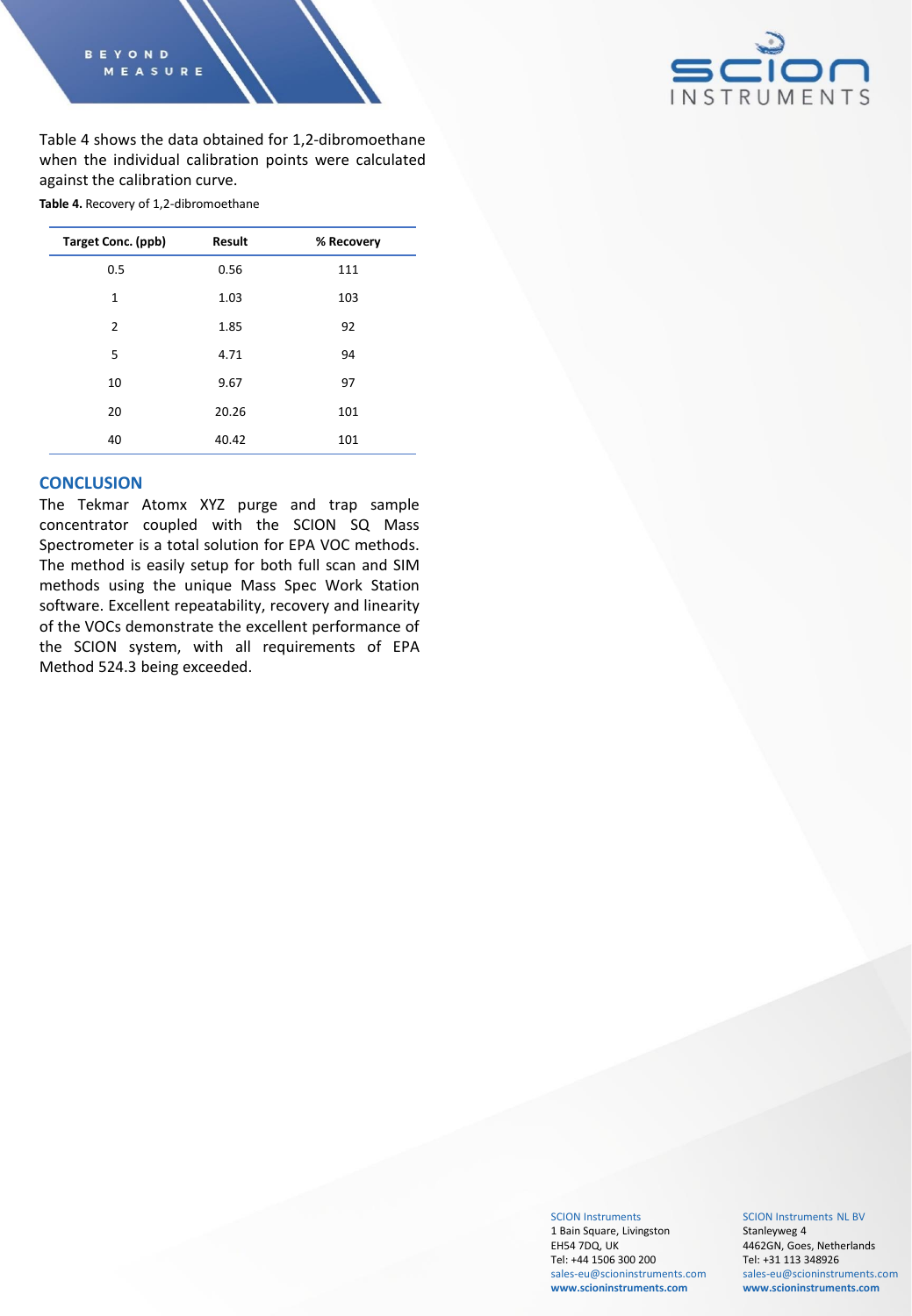Table 4 shows the data obtained for 1,2-dibromoethane when the individual calibration points were calculated against the calibration curve.

**Table 4.** Recovery of 1,2-dibromoethane

| Target Conc. (ppb) | Result | % Recovery |
|---|---|---|
| 0.5 | 0.56 | 111 |
| 1 | 1.03 | 103 |
| 2 | 1.85 | 92 |
| 5 | 4.71 | 94 |
| 10 | 9.67 | 97 |
| 20 | 20.26 | 101 |
| 40 | 40.42 | 101 |

## CONCLUSION

The Tekmar Atomx XYZ purge and trap sample concentrator coupled with the SCION SQ Mass Spectrometer is a total solution for EPA VOC methods. The method is easily setup for both full scan and SIM methods using the unique Mass Spec Work Station software. Excellent repeatability, recovery and linearity of the VOCs demonstrate the excellent performance of the SCION system, with all requirements of EPA Method 524.3 being exceeded.

SCION Instruments
1 Bain Square, Livingston
EH54 7DQ, UK
Tel: +44 1506 300 200
sales-eu@scioninstruments.com
**www.scioninstruments.com**

SCION Instruments NL BV
Stanleyweg 4
4462GN, Goes, Netherlands
Tel: +31 113 348926
sales-eu@scioninstruments.com
**www.scioninstruments.com**